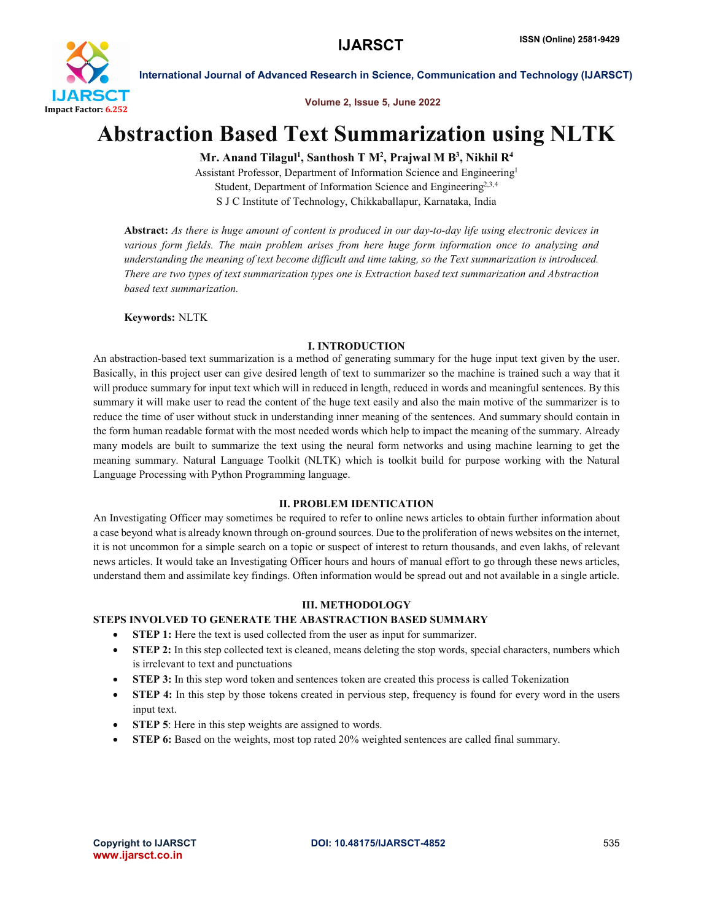# Abstraction Based Text Summarization using NLTK

**Mr. Anand Tilagul[1], Santhosh T M[2], Prajwal M B[3], Nikhil R[4]**

Assistant Professor, Department of Information Science and Engineering[1]

Student, Department of Information Science and Engineering[2,3,4]

S J C Institute of Technology, Chikkaballapur, Karnataka, India

**Abstract:** *As there is huge amount of content is produced in our day-to-day life using electronic devices in various form fields. The main problem arises from here huge form information once to analyzing and understanding the meaning of text become difficult and time taking, so the Text summarization is introduced. There are two types of text summarization types one is Extraction based text summarization and Abstraction based text summarization.*

**Keywords:** NLTK

## I. INTRODUCTION

An abstraction-based text summarization is a method of generating summary for the huge input text given by the user. Basically, in this project user can give desired length of text to summarizer so the machine is trained such a way that it will produce summary for input text which will in reduced in length, reduced in words and meaningful sentences. By this summary it will make user to read the content of the huge text easily and also the main motive of the summarizer is to reduce the time of user without stuck in understanding inner meaning of the sentences. And summary should contain in the form human readable format with the most needed words which help to impact the meaning of the summary. Already many models are built to summarize the text using the neural form networks and using machine learning to get the meaning summary. Natural Language Toolkit (NLTK) which is toolkit build for purpose working with the Natural Language Processing with Python Programming language.

## II. PROBLEM IDENTICATION

An Investigating Officer may sometimes be required to refer to online news articles to obtain further information about a case beyond what is already known through on-ground sources. Due to the proliferation of news websites on the internet, it is not uncommon for a simple search on a topic or suspect of interest to return thousands, and even lakhs, of relevant news articles. It would take an Investigating Officer hours and hours of manual effort to go through these news articles, understand them and assimilate key findings. Often information would be spread out and not available in a single article.

## III. METHODOLOGY

### STEPS INVOLVED TO GENERATE THE ABASTRACTION BASED SUMMARY

- **STEP 1:** Here the text is used collected from the user as input for summarizer.
- **STEP 2:** In this step collected text is cleaned, means deleting the stop words, special characters, numbers which is irrelevant to text and punctuations
- **STEP 3:** In this step word token and sentences token are created this process is called Tokenization
- **STEP 4:** In this step by those tokens created in pervious step, frequency is found for every word in the users input text.
- **STEP 5**: Here in this step weights are assigned to words.
- **STEP 6:** Based on the weights, most top rated 20% weighted sentences are called final summary.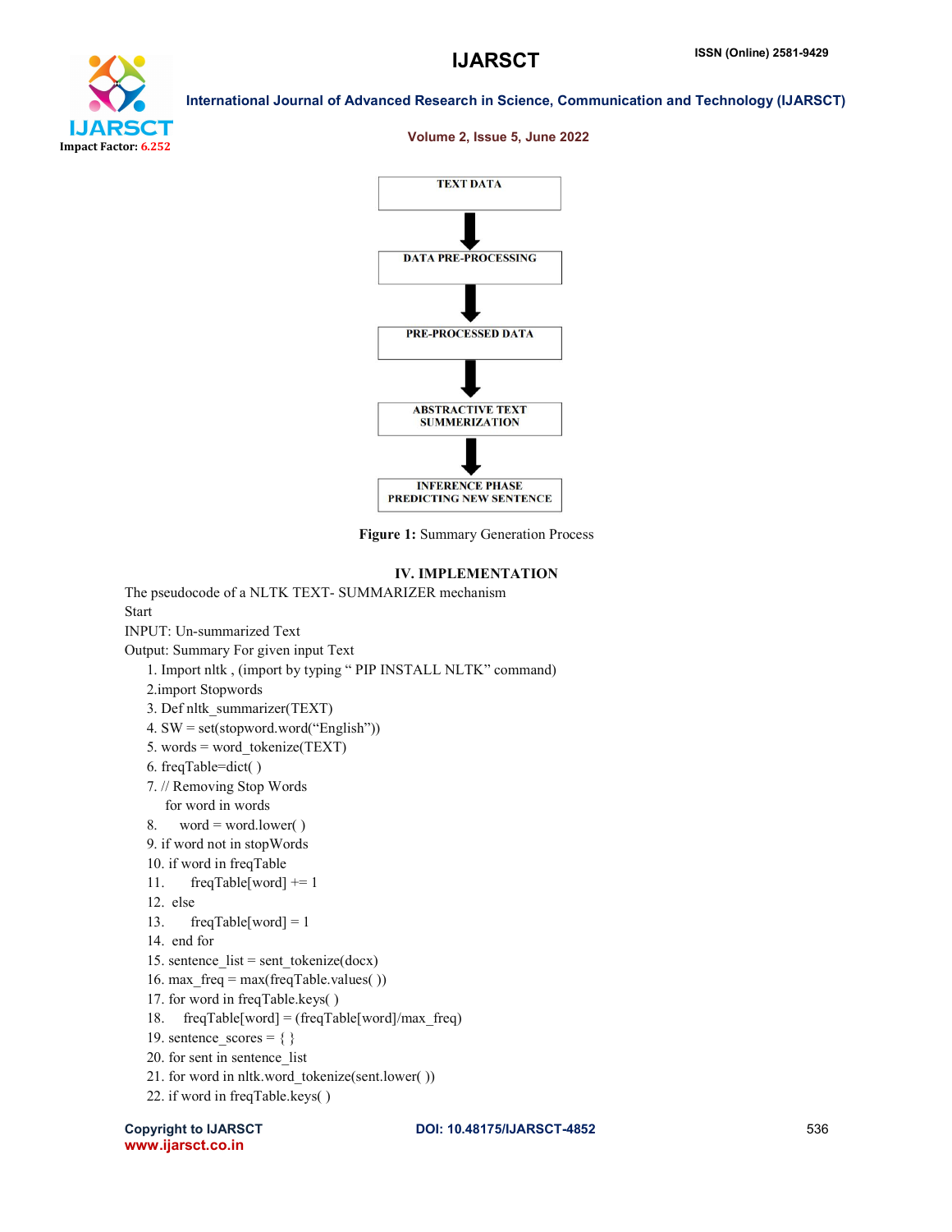TEXT DATA

↓

DATA PRE-PROCESSING

↓

PRE-PROCESSED DATA

↓

ABSTRACTIVE TEXT SUMMERIZATION

↓

INFERENCE PHASE PREDICTING NEW SENTENCE

**Figure 1:** Summary Generation Process

## IV. IMPLEMENTATION

The pseudocode of a NLTK TEXT- SUMMARIZER mechanism

Start

INPUT: Un-summarized Text

Output: Summary For given input Text

```
1. Import nltk , (import by typing " PIP INSTALL NLTK" command)
2.import Stopwords
3. Def nltk_summarizer(TEXT)
4. SW = set(stopword.word("English"))
5. words = word_tokenize(TEXT)
6. freqTable=dict( )
7. // Removing Stop Words
   for word in words
8.     word = word.lower( )
9. if word not in stopWords
10. if word in freqTable
11.      freqTable[word] += 1
12.  else
13.      freqTable[word] = 1
14.  end for
15. sentence_list = sent_tokenize(docx)
16. max_freq = max(freqTable.values( ))
17. for word in freqTable.keys( )
18.     freqTable[word] = (freqTable[word]/max_freq)
19. sentence_scores = { }
20. for sent in sentence_list
21. for word in nltk.word_tokenize(sent.lower( ))
22. if word in freqTable.keys( )
```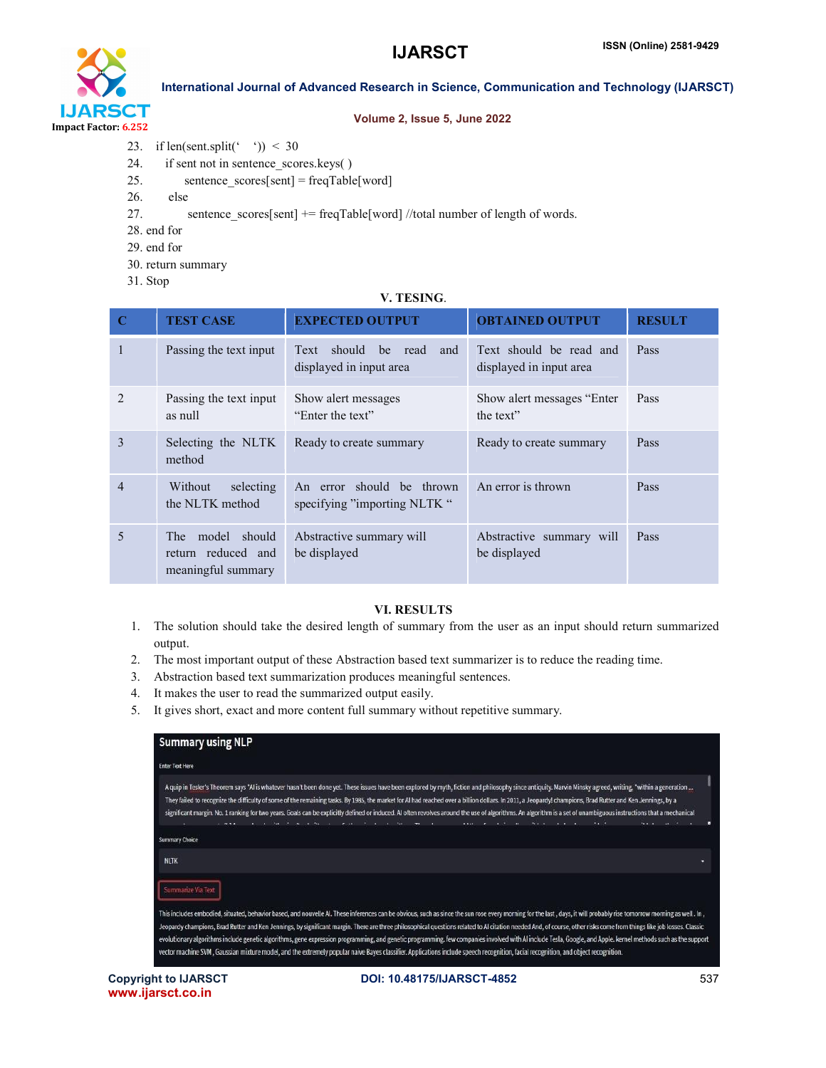```
23.   if len(sent.split('   ')) < 30
24.     if sent not in sentence_scores.keys( )
25.         sentence_scores[sent] = freqTable[word]
26.      else
27.          sentence_scores[sent] += freqTable[word] //total number of length of words.
28. end for
29. end for
30. return summary
31. Stop
```

## V. TESING.

| C | TEST CASE | EXPECTED OUTPUT | OBTAINED OUTPUT | RESULT |
|---|---|---|---|---|
| 1 | Passing the text input | Text should be read and displayed in input area | Text should be read and displayed in input area | Pass |
| 2 | Passing the text input as null | Show alert messages "Enter the text" | Show alert messages "Enter the text" | Pass |
| 3 | Selecting the NLTK method | Ready to create summary | Ready to create summary | Pass |
| 4 | Without selecting the NLTK method | An error should be thrown specifying "importing NLTK " | An error is thrown | Pass |
| 5 | The model should return reduced and meaningful summary | Abstractive summary will be displayed | Abstractive summary will be displayed | Pass |

## VI. RESULTS

1. The solution should take the desired length of summary from the user as an input should return summarized output.
2. The most important output of these Abstraction based text summarizer is to reduce the reading time.
3. Abstraction based text summarization produces meaningful sentences.
4. It makes the user to read the summarized output easily.
5. It gives short, exact and more content full summary without repetitive summary.

**Summary using NLP**

Enter Text Here

A quip in Tesler's Theorem says "AI is whatever hasn't been done yet. These issues have been explored by myth, fiction and philosophy since antiquity. Marvin Minsky agreed, writing, "within a generation ... They failed to recognize the difficulty of some of the remaining tasks. By 1985, the market for AI had reached over a billion dollars. In 2011, a Jeopardy! champions, Brad Rutter and Ken Jennings, by a significant margin. No. 1 ranking for two years. Goals can be explicitly defined or induced. AI often revolves around the use of algorithms. An algorithm is a set of unambiguous instructions that a mechanical

Summary Choice

NLTK

Summarize Via Text

This includes embodied, situated, behavior based, and nouvelle AI. These inferences can be obvious, such as since the sun rose every morning for the last , days, it will probably rise tomorrow morning as well . In , Jeopardy champions, Brad Rutter and Ken Jennings, by significant margin. There are three philosophical questions related to AI citation needed And, of course, other risks come from things like job losses. Classic evolutionary algorithms include genetic algorithms, gene expression programming, and genetic programming. Few companies involved with AI include Tesla, Google, and Apple. kernel methods such as the support vector machine SVM, Gaussian mixture model, and the extremely popular naive Bayes classifier. Applications include speech recognition, facial recognition, and object recognition.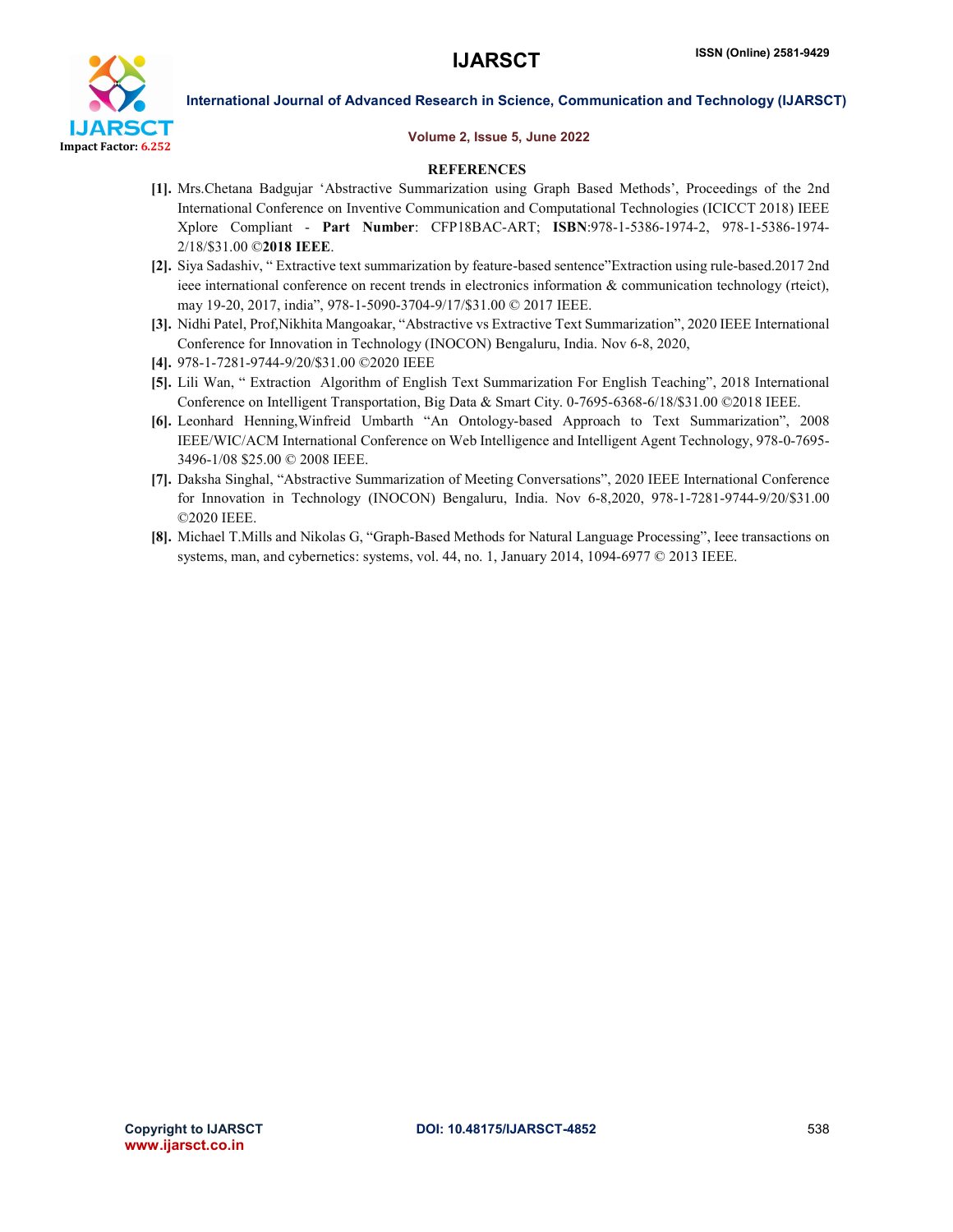## REFERENCES

**[1].** Mrs.Chetana Badgujar 'Abstractive Summarization using Graph Based Methods', Proceedings of the 2nd International Conference on Inventive Communication and Computational Technologies (ICICCT 2018) IEEE Xplore Compliant - **Part Number**: CFP18BAC-ART; **ISBN**:978-1-5386-1974-2, 978-1-5386-1974-2/18/$31.00 ©**2018 IEEE**.

**[2].** Siya Sadashiv, " Extractive text summarization by feature-based sentence"Extraction using rule-based.2017 2nd ieee international conference on recent trends in electronics information & communication technology (rteict), may 19-20, 2017, india", 978-1-5090-3704-9/17/$31.00 © 2017 IEEE.

**[3].** Nidhi Patel, Prof,Nikhita Mangoakar, "Abstractive vs Extractive Text Summarization", 2020 IEEE International Conference for Innovation in Technology (INOCON) Bengaluru, India. Nov 6-8, 2020,

**[4].** 978-1-7281-9744-9/20/$31.00 ©2020 IEEE

**[5].** Lili Wan, " Extraction Algorithm of English Text Summarization For English Teaching", 2018 International Conference on Intelligent Transportation, Big Data & Smart City. 0-7695-6368-6/18/$31.00 ©2018 IEEE.

**[6].** Leonhard Henning,Winfreid Umbarth "An Ontology-based Approach to Text Summarization", 2008 IEEE/WIC/ACM International Conference on Web Intelligence and Intelligent Agent Technology, 978-0-7695-3496-1/08 $25.00 © 2008 IEEE.

**[7].** Daksha Singhal, "Abstractive Summarization of Meeting Conversations", 2020 IEEE International Conference for Innovation in Technology (INOCON) Bengaluru, India. Nov 6-8,2020, 978-1-7281-9744-9/20/$31.00 ©2020 IEEE.

**[8].** Michael T.Mills and Nikolas G, "Graph-Based Methods for Natural Language Processing", Ieee transactions on systems, man, and cybernetics: systems, vol. 44, no. 1, January 2014, 1094-6977 © 2013 IEEE.